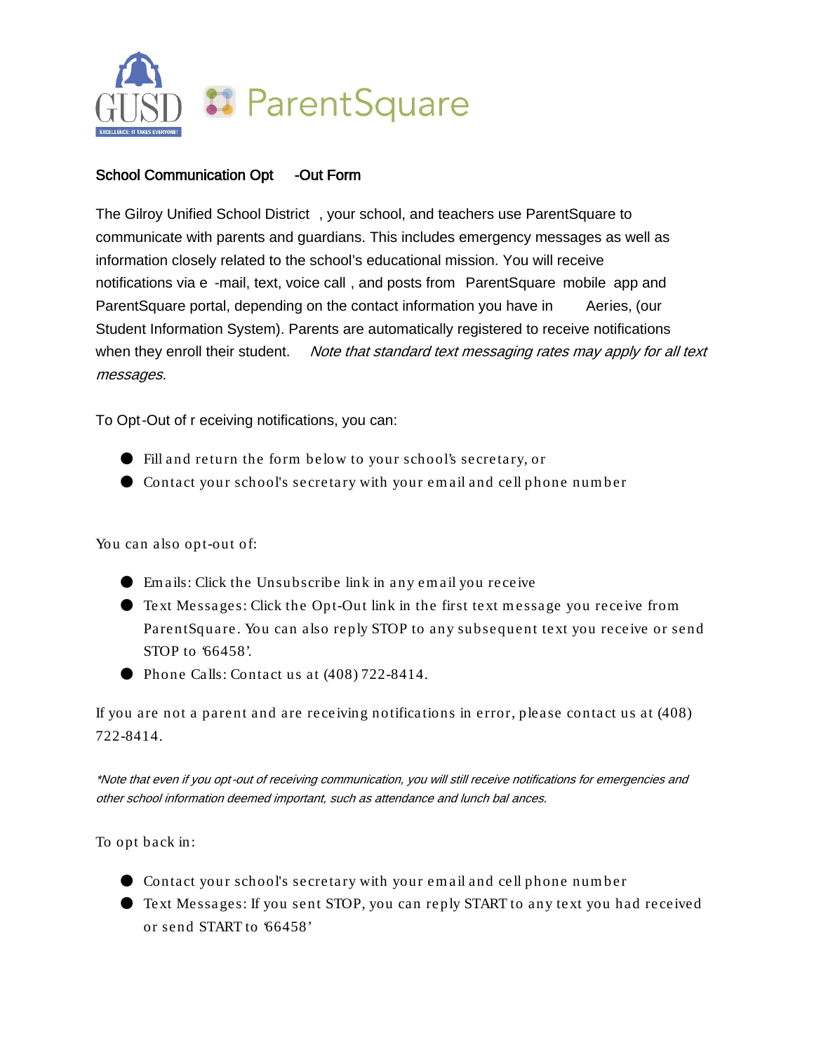GUSD

EXCELLENCE: IT TAKES EVERYONE!

ParentSquare

**School Communication Opt-Out Form**

The Gilroy Unified School District, your school, and teachers use ParentSquare to communicate with parents and guardians. This includes emergency messages as well as information closely related to the school's educational mission. You will receive notifications via e-mail, text, voice call, and posts from ParentSquare mobile app and ParentSquare portal, depending on the contact information you have in Aeries, (our Student Information System). Parents are automatically registered to receive notifications when they enroll their student. *Note that standard text messaging rates may apply for all text messages.*

To Opt-Out of receiving notifications, you can:

- Fill and return the form below to your school's secretary, or
- Contact your school's secretary with your email and cell phone number

You can also opt-out of:

- Emails: Click the Unsubscribe link in any email you receive
- Text Messages: Click the Opt-Out link in the first text message you receive from ParentSquare. You can also reply STOP to any subsequent text you receive or send STOP to '66458'.
- Phone Calls: Contact us at (408) 722-8414.

If you are not a parent and are receiving notifications in error, please contact us at (408) 722-8414.

*\*Note that even if you opt-out of receiving communication, you will still receive notifications for emergencies and other school information deemed important, such as attendance and lunch balances.*

To opt back in:

- Contact your school's secretary with your email and cell phone number
- Text Messages: If you sent STOP, you can reply START to any text you had received or send START to '66458'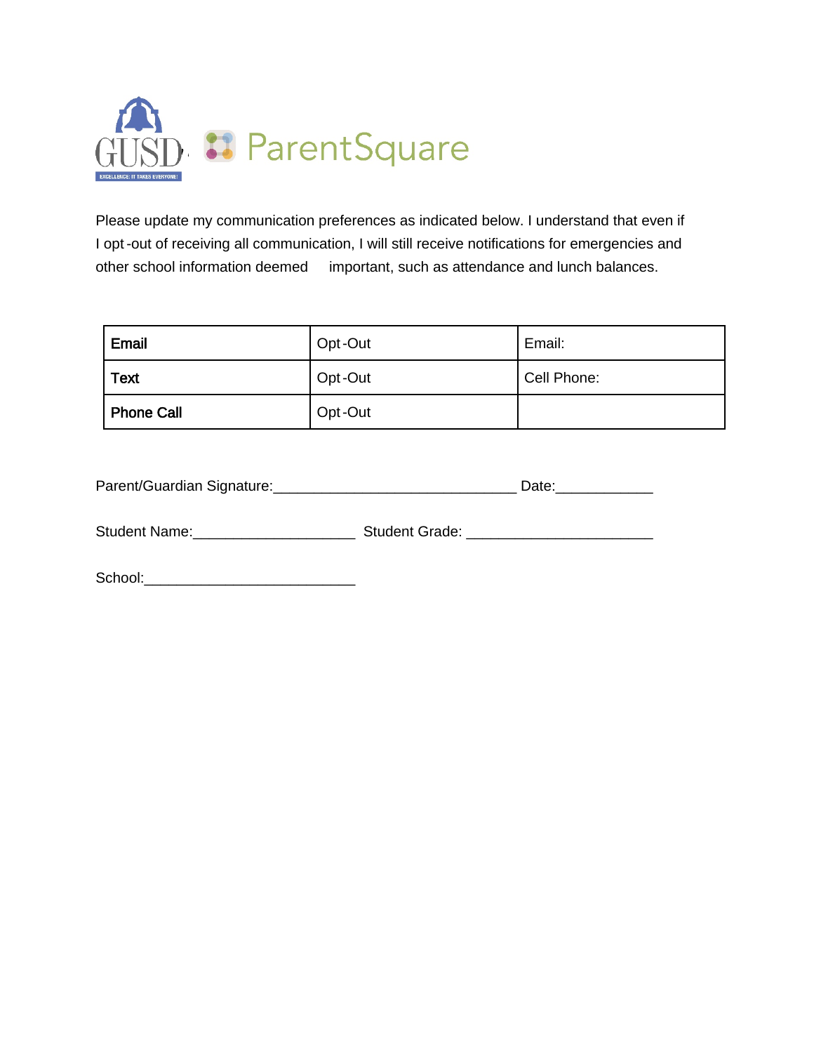GUSD ParentSquare

Please update my communication preferences as indicated below. I understand that even if I opt-out of receiving all communication, I will still receive notifications for emergencies and other school information deemed important, such as attendance and lunch balances.

| | | |
|---|---|---|
| **Email** | Opt-Out | Email: |
| **Text** | Opt-Out | Cell Phone: |
| **Phone Call** | Opt-Out | |

Parent/Guardian Signature:______________________________ Date:____________

Student Name:____________________ Student Grade: _______________________

School:__________________________